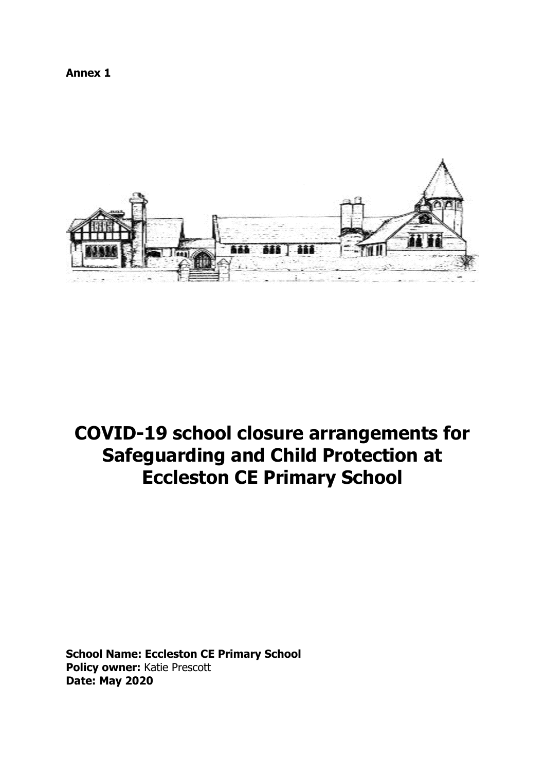**Annex 1**

# COVID-19 school closure arrangements for Safeguarding and Child Protection at Eccleston CE Primary School

**School Name: Eccleston CE Primary School**
**Policy owner:** Katie Prescott
**Date: May 2020**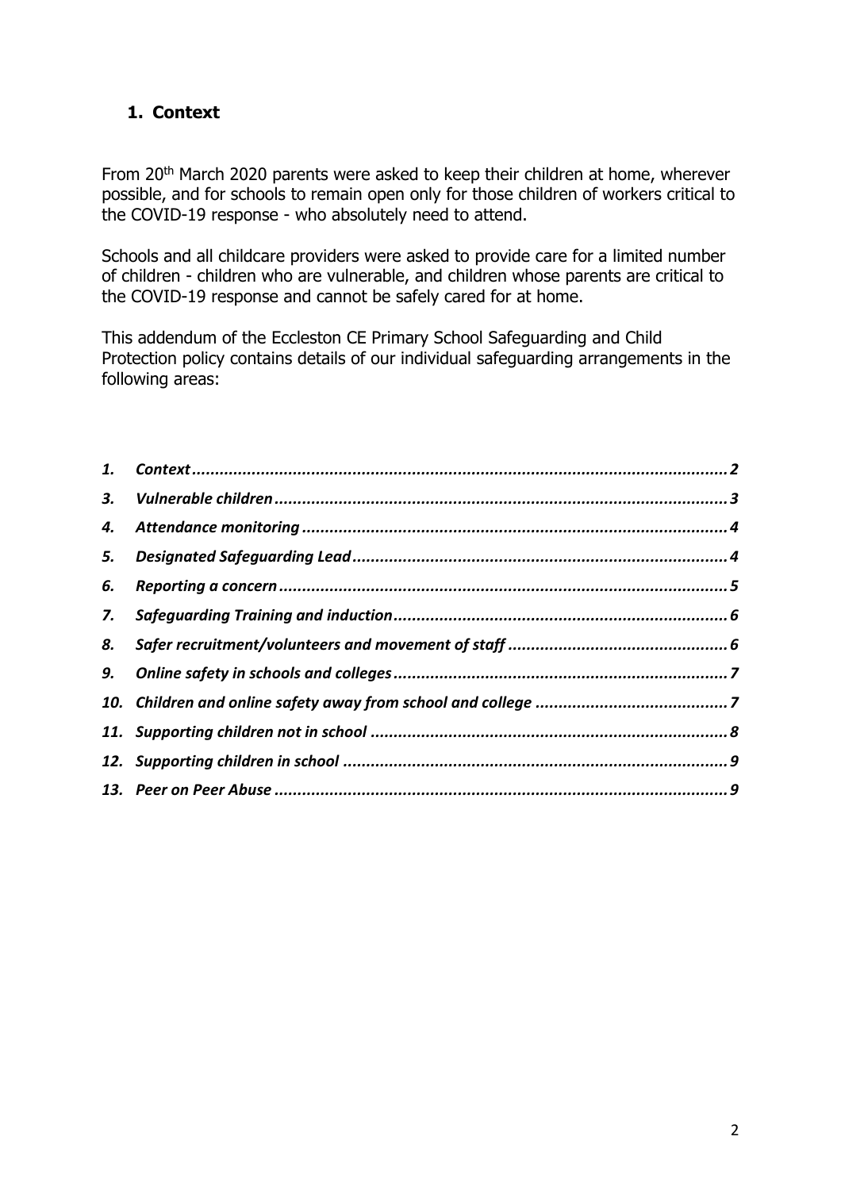## 1. Context

From 20th March 2020 parents were asked to keep their children at home, wherever possible, and for schools to remain open only for those children of workers critical to the COVID-19 response - who absolutely need to attend.

Schools and all childcare providers were asked to provide care for a limited number of children - children who are vulnerable, and children whose parents are critical to the COVID-19 response and cannot be safely cared for at home.

This addendum of the Eccleston CE Primary School Safeguarding and Child Protection policy contains details of our individual safeguarding arrangements in the following areas:

- ***1. Context*** ... 2
- ***3. Vulnerable children*** ... 3
- ***4. Attendance monitoring*** ... 4
- ***5. Designated Safeguarding Lead*** ... 4
- ***6. Reporting a concern*** ... 5
- ***7. Safeguarding Training and induction*** ... 6
- ***8. Safer recruitment/volunteers and movement of staff*** ... 6
- ***9. Online safety in schools and colleges*** ... 7
- ***10. Children and online safety away from school and college*** ... 7
- ***11. Supporting children not in school*** ... 8
- ***12. Supporting children in school*** ... 9
- ***13. Peer on Peer Abuse*** ... 9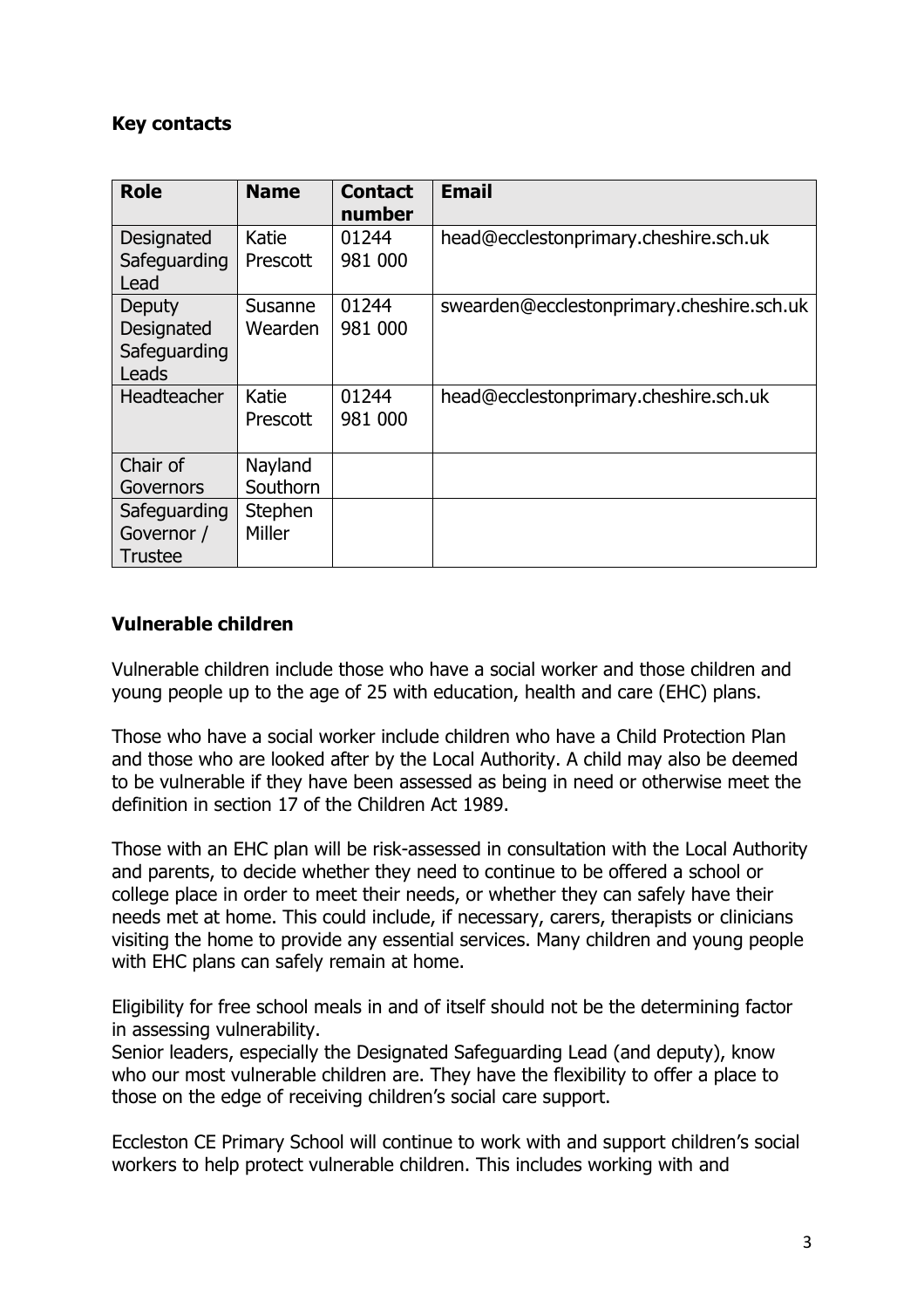### Key contacts

| Role | Name | Contact number | Email |
|---|---|---|---|
| Designated Safeguarding Lead | Katie Prescott | 01244 981 000 | head@ecclestonprimary.cheshire.sch.uk |
| Deputy Designated Safeguarding Leads | Susanne Wearden | 01244 981 000 | swearden@ecclestonprimary.cheshire.sch.uk |
| Headteacher | Katie Prescott | 01244 981 000 | head@ecclestonprimary.cheshire.sch.uk |
| Chair of Governors | Nayland Southorn | | |
| Safeguarding Governor / Trustee | Stephen Miller | | |

### Vulnerable children

Vulnerable children include those who have a social worker and those children and young people up to the age of 25 with education, health and care (EHC) plans.

Those who have a social worker include children who have a Child Protection Plan and those who are looked after by the Local Authority. A child may also be deemed to be vulnerable if they have been assessed as being in need or otherwise meet the definition in section 17 of the Children Act 1989.

Those with an EHC plan will be risk-assessed in consultation with the Local Authority and parents, to decide whether they need to continue to be offered a school or college place in order to meet their needs, or whether they can safely have their needs met at home. This could include, if necessary, carers, therapists or clinicians visiting the home to provide any essential services. Many children and young people with EHC plans can safely remain at home.

Eligibility for free school meals in and of itself should not be the determining factor in assessing vulnerability.
Senior leaders, especially the Designated Safeguarding Lead (and deputy), know who our most vulnerable children are. They have the flexibility to offer a place to those on the edge of receiving children's social care support.

Eccleston CE Primary School will continue to work with and support children's social workers to help protect vulnerable children. This includes working with and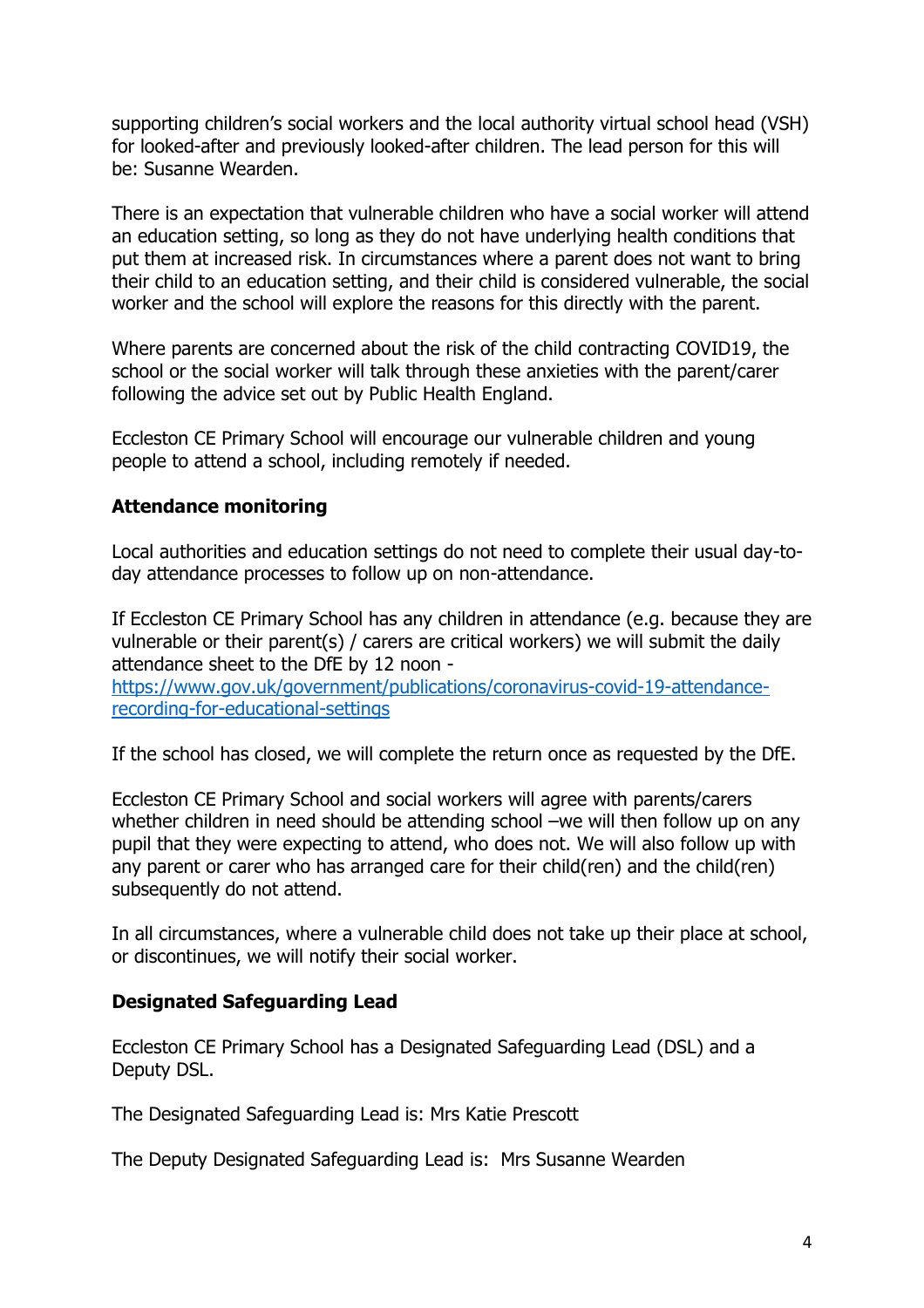supporting children's social workers and the local authority virtual school head (VSH) for looked-after and previously looked-after children. The lead person for this will be: Susanne Wearden.

There is an expectation that vulnerable children who have a social worker will attend an education setting, so long as they do not have underlying health conditions that put them at increased risk. In circumstances where a parent does not want to bring their child to an education setting, and their child is considered vulnerable, the social worker and the school will explore the reasons for this directly with the parent.

Where parents are concerned about the risk of the child contracting COVID19, the school or the social worker will talk through these anxieties with the parent/carer following the advice set out by Public Health England.

Eccleston CE Primary School will encourage our vulnerable children and young people to attend a school, including remotely if needed.

### Attendance monitoring

Local authorities and education settings do not need to complete their usual day-to-day attendance processes to follow up on non-attendance.

If Eccleston CE Primary School has any children in attendance (e.g. because they are vulnerable or their parent(s) / carers are critical workers) we will submit the daily attendance sheet to the DfE by 12 noon - [https://www.gov.uk/government/publications/coronavirus-covid-19-attendance-recording-for-educational-settings](https://www.gov.uk/government/publications/coronavirus-covid-19-attendance-recording-for-educational-settings)

If the school has closed, we will complete the return once as requested by the DfE.

Eccleston CE Primary School and social workers will agree with parents/carers whether children in need should be attending school –we will then follow up on any pupil that they were expecting to attend, who does not. We will also follow up with any parent or carer who has arranged care for their child(ren) and the child(ren) subsequently do not attend.

In all circumstances, where a vulnerable child does not take up their place at school, or discontinues, we will notify their social worker.

### Designated Safeguarding Lead

Eccleston CE Primary School has a Designated Safeguarding Lead (DSL) and a Deputy DSL.

The Designated Safeguarding Lead is: Mrs Katie Prescott

The Deputy Designated Safeguarding Lead is: Mrs Susanne Wearden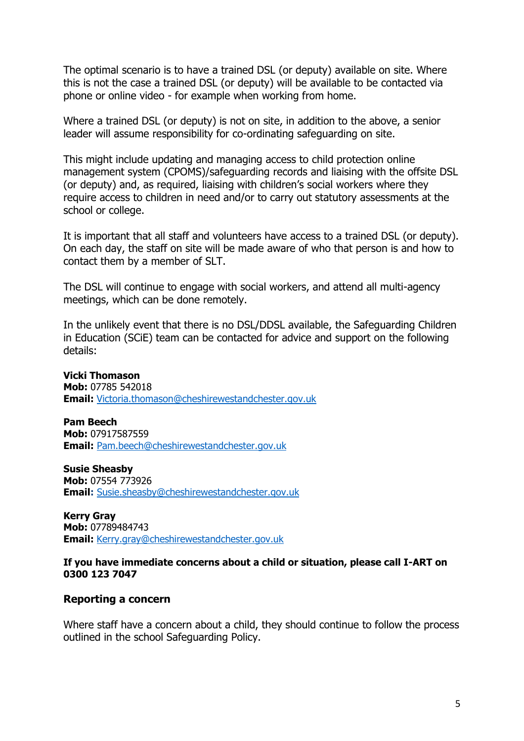The optimal scenario is to have a trained DSL (or deputy) available on site. Where this is not the case a trained DSL (or deputy) will be available to be contacted via phone or online video - for example when working from home.

Where a trained DSL (or deputy) is not on site, in addition to the above, a senior leader will assume responsibility for co-ordinating safeguarding on site.

This might include updating and managing access to child protection online management system (CPOMS)/safeguarding records and liaising with the offsite DSL (or deputy) and, as required, liaising with children's social workers where they require access to children in need and/or to carry out statutory assessments at the school or college.

It is important that all staff and volunteers have access to a trained DSL (or deputy). On each day, the staff on site will be made aware of who that person is and how to contact them by a member of SLT.

The DSL will continue to engage with social workers, and attend all multi-agency meetings, which can be done remotely.

In the unlikely event that there is no DSL/DDSL available, the Safeguarding Children in Education (SCiE) team can be contacted for advice and support on the following details:

**Vicki Thomason**
**Mob:** 07785 542018
**Email:** Victoria.thomason@cheshirewestandchester.gov.uk

**Pam Beech**
**Mob:** 07917587559
**Email:** Pam.beech@cheshirewestandchester.gov.uk

**Susie Sheasby**
**Mob:** 07554 773926
**Email:** Susie.sheasby@cheshirewestandchester.gov.uk

**Kerry Gray**
**Mob:** 07789484743
**Email:** Kerry.gray@cheshirewestandchester.gov.uk

**If you have immediate concerns about a child or situation, please call I-ART on 0300 123 7047**

### Reporting a concern

Where staff have a concern about a child, they should continue to follow the process outlined in the school Safeguarding Policy.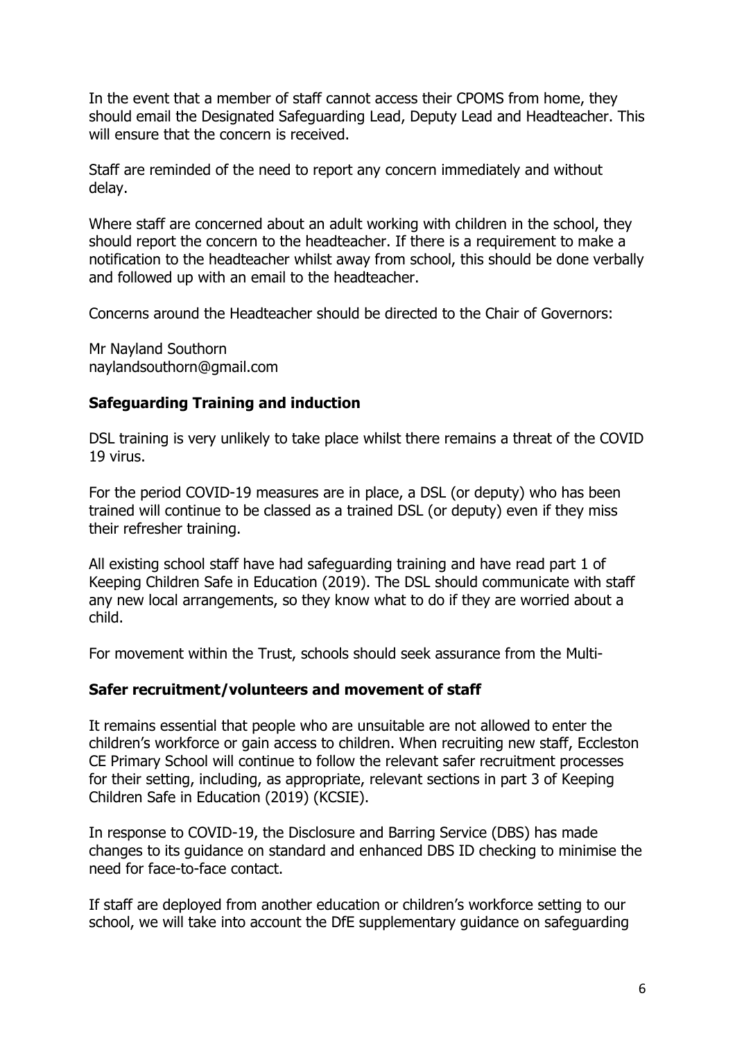In the event that a member of staff cannot access their CPOMS from home, they should email the Designated Safeguarding Lead, Deputy Lead and Headteacher. This will ensure that the concern is received.

Staff are reminded of the need to report any concern immediately and without delay.

Where staff are concerned about an adult working with children in the school, they should report the concern to the headteacher. If there is a requirement to make a notification to the headteacher whilst away from school, this should be done verbally and followed up with an email to the headteacher.

Concerns around the Headteacher should be directed to the Chair of Governors:

Mr Nayland Southorn
naylandsouthorn@gmail.com

## Safeguarding Training and induction

DSL training is very unlikely to take place whilst there remains a threat of the COVID 19 virus.

For the period COVID-19 measures are in place, a DSL (or deputy) who has been trained will continue to be classed as a trained DSL (or deputy) even if they miss their refresher training.

All existing school staff have had safeguarding training and have read part 1 of Keeping Children Safe in Education (2019). The DSL should communicate with staff any new local arrangements, so they know what to do if they are worried about a child.

For movement within the Trust, schools should seek assurance from the Multi-

## Safer recruitment/volunteers and movement of staff

It remains essential that people who are unsuitable are not allowed to enter the children's workforce or gain access to children. When recruiting new staff, Eccleston CE Primary School will continue to follow the relevant safer recruitment processes for their setting, including, as appropriate, relevant sections in part 3 of Keeping Children Safe in Education (2019) (KCSIE).

In response to COVID-19, the Disclosure and Barring Service (DBS) has made changes to its guidance on standard and enhanced DBS ID checking to minimise the need for face-to-face contact.

If staff are deployed from another education or children's workforce setting to our school, we will take into account the DfE supplementary guidance on safeguarding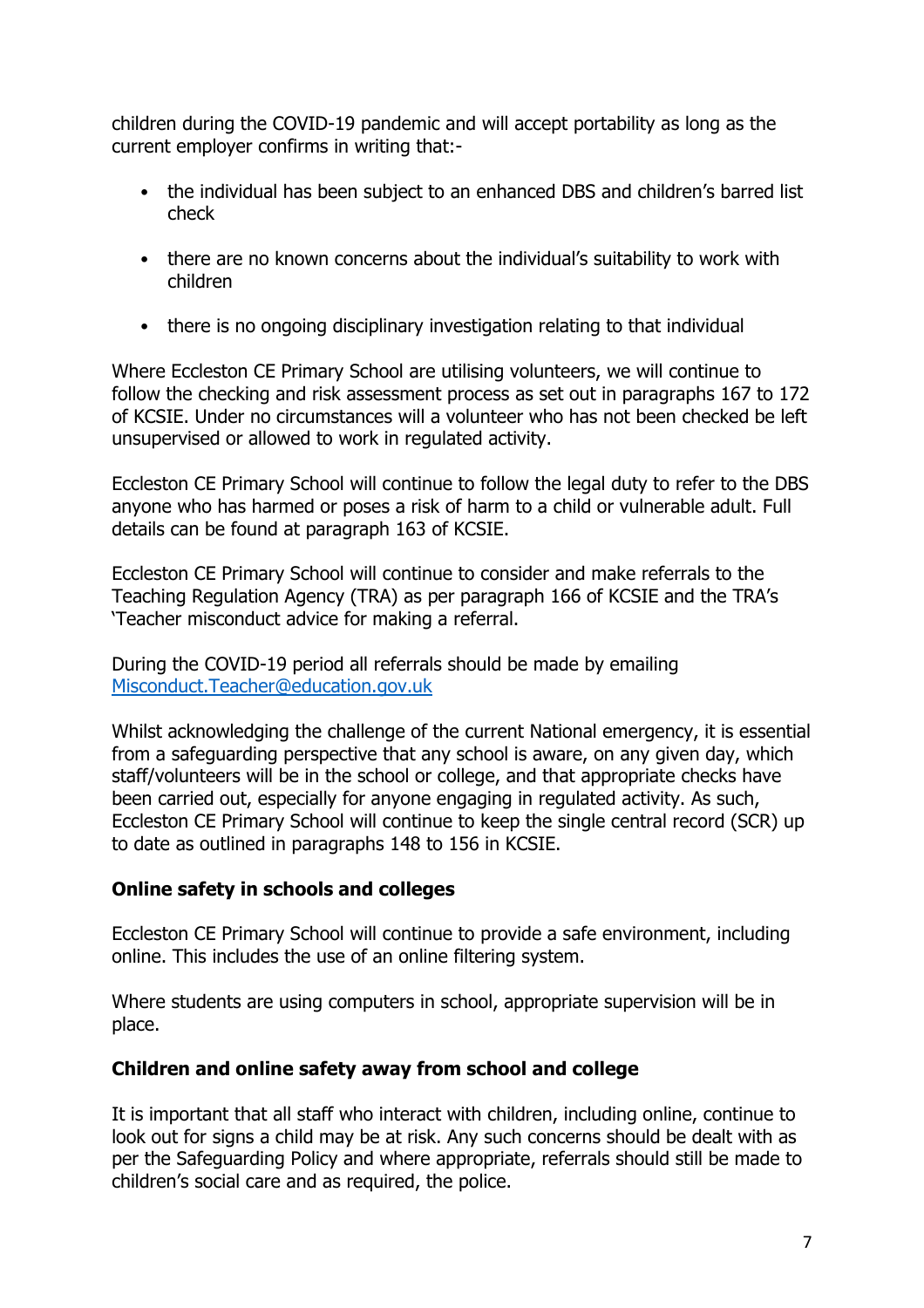children during the COVID-19 pandemic and will accept portability as long as the current employer confirms in writing that:-

- the individual has been subject to an enhanced DBS and children's barred list check
- there are no known concerns about the individual's suitability to work with children
- there is no ongoing disciplinary investigation relating to that individual

Where Eccleston CE Primary School are utilising volunteers, we will continue to follow the checking and risk assessment process as set out in paragraphs 167 to 172 of KCSIE. Under no circumstances will a volunteer who has not been checked be left unsupervised or allowed to work in regulated activity.

Eccleston CE Primary School will continue to follow the legal duty to refer to the DBS anyone who has harmed or poses a risk of harm to a child or vulnerable adult. Full details can be found at paragraph 163 of KCSIE.

Eccleston CE Primary School will continue to consider and make referrals to the Teaching Regulation Agency (TRA) as per paragraph 166 of KCSIE and the TRA's 'Teacher misconduct advice for making a referral.

During the COVID-19 period all referrals should be made by emailing [Misconduct.Teacher@education.gov.uk](mailto:Misconduct.Teacher@education.gov.uk)

Whilst acknowledging the challenge of the current National emergency, it is essential from a safeguarding perspective that any school is aware, on any given day, which staff/volunteers will be in the school or college, and that appropriate checks have been carried out, especially for anyone engaging in regulated activity. As such, Eccleston CE Primary School will continue to keep the single central record (SCR) up to date as outlined in paragraphs 148 to 156 in KCSIE.

**Online safety in schools and colleges**

Eccleston CE Primary School will continue to provide a safe environment, including online. This includes the use of an online filtering system.

Where students are using computers in school, appropriate supervision will be in place.

**Children and online safety away from school and college**

It is important that all staff who interact with children, including online, continue to look out for signs a child may be at risk. Any such concerns should be dealt with as per the Safeguarding Policy and where appropriate, referrals should still be made to children's social care and as required, the police.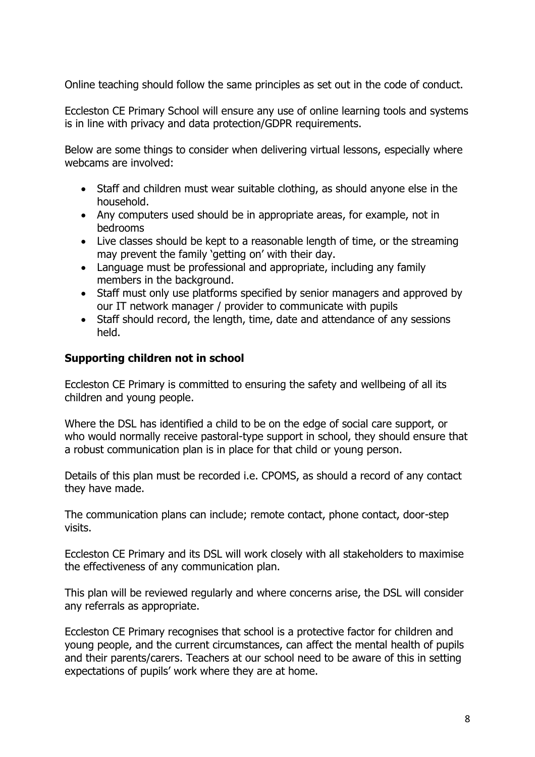Online teaching should follow the same principles as set out in the code of conduct.

Eccleston CE Primary School will ensure any use of online learning tools and systems is in line with privacy and data protection/GDPR requirements.

Below are some things to consider when delivering virtual lessons, especially where webcams are involved:

- Staff and children must wear suitable clothing, as should anyone else in the household.
- Any computers used should be in appropriate areas, for example, not in bedrooms
- Live classes should be kept to a reasonable length of time, or the streaming may prevent the family 'getting on' with their day.
- Language must be professional and appropriate, including any family members in the background.
- Staff must only use platforms specified by senior managers and approved by our IT network manager / provider to communicate with pupils
- Staff should record, the length, time, date and attendance of any sessions held.

**Supporting children not in school**

Eccleston CE Primary is committed to ensuring the safety and wellbeing of all its children and young people.

Where the DSL has identified a child to be on the edge of social care support, or who would normally receive pastoral-type support in school, they should ensure that a robust communication plan is in place for that child or young person.

Details of this plan must be recorded i.e. CPOMS, as should a record of any contact they have made.

The communication plans can include; remote contact, phone contact, door-step visits.

Eccleston CE Primary and its DSL will work closely with all stakeholders to maximise the effectiveness of any communication plan.

This plan will be reviewed regularly and where concerns arise, the DSL will consider any referrals as appropriate.

Eccleston CE Primary recognises that school is a protective factor for children and young people, and the current circumstances, can affect the mental health of pupils and their parents/carers. Teachers at our school need to be aware of this in setting expectations of pupils' work where they are at home.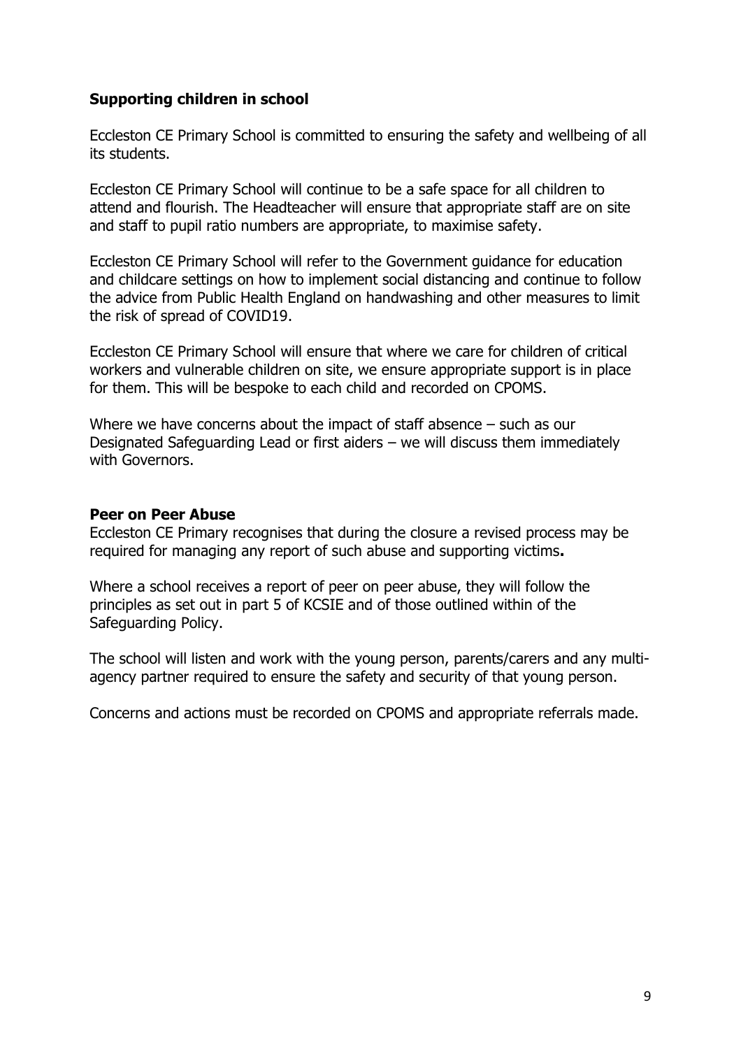**Supporting children in school**

Eccleston CE Primary School is committed to ensuring the safety and wellbeing of all its students.

Eccleston CE Primary School will continue to be a safe space for all children to attend and flourish. The Headteacher will ensure that appropriate staff are on site and staff to pupil ratio numbers are appropriate, to maximise safety.

Eccleston CE Primary School will refer to the Government guidance for education and childcare settings on how to implement social distancing and continue to follow the advice from Public Health England on handwashing and other measures to limit the risk of spread of COVID19.

Eccleston CE Primary School will ensure that where we care for children of critical workers and vulnerable children on site, we ensure appropriate support is in place for them. This will be bespoke to each child and recorded on CPOMS.

Where we have concerns about the impact of staff absence – such as our Designated Safeguarding Lead or first aiders – we will discuss them immediately with Governors.

**Peer on Peer Abuse**

Eccleston CE Primary recognises that during the closure a revised process may be required for managing any report of such abuse and supporting victims**.**

Where a school receives a report of peer on peer abuse, they will follow the principles as set out in part 5 of KCSIE and of those outlined within of the Safeguarding Policy.

The school will listen and work with the young person, parents/carers and any multi-agency partner required to ensure the safety and security of that young person.

Concerns and actions must be recorded on CPOMS and appropriate referrals made.